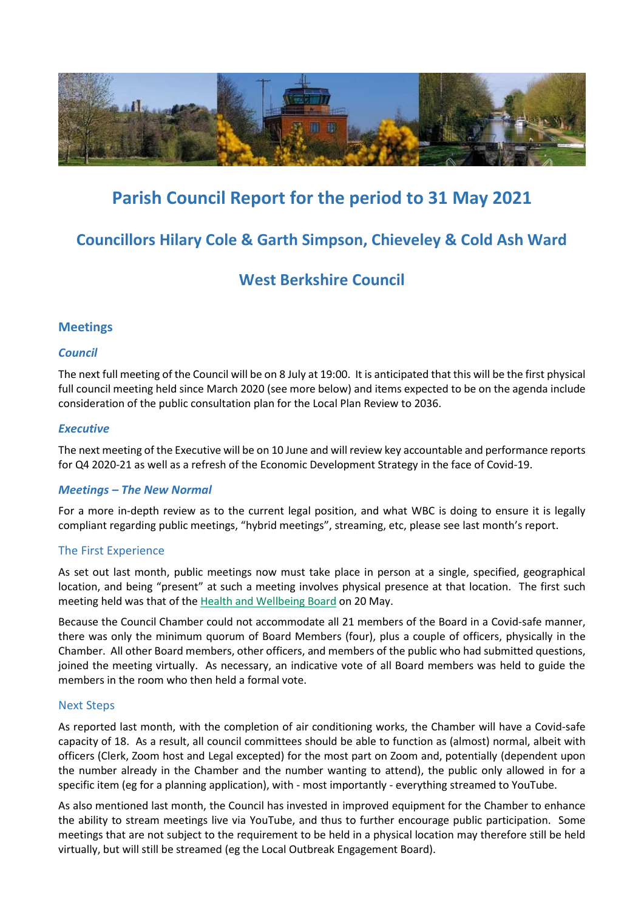# Parish Council Report for the period to 31 May 2021

## Councillors Hilary Cole & Garth Simpson, Chieveley & Cold Ash Ward

## West Berkshire Council

### Meetings

#### *Council*

The next full meeting of the Council will be on 8 July at 19:00. It is anticipated that this will be the first physical full council meeting held since March 2020 (see more below) and items expected to be on the agenda include consideration of the public consultation plan for the Local Plan Review to 2036.

#### *Executive*

The next meeting of the Executive will be on 10 June and will review key accountable and performance reports for Q4 2020-21 as well as a refresh of the Economic Development Strategy in the face of Covid-19.

#### *Meetings – The New Normal*

For a more in-depth review as to the current legal position, and what WBC is doing to ensure it is legally compliant regarding public meetings, "hybrid meetings", streaming, etc, please see last month's report.

#### The First Experience

As set out last month, public meetings now must take place in person at a single, specified, geographical location, and being "present" at such a meeting involves physical presence at that location. The first such meeting held was that of the Health and Wellbeing Board on 20 May.

Because the Council Chamber could not accommodate all 21 members of the Board in a Covid-safe manner, there was only the minimum quorum of Board Members (four), plus a couple of officers, physically in the Chamber. All other Board members, other officers, and members of the public who had submitted questions, joined the meeting virtually. As necessary, an indicative vote of all Board members was held to guide the members in the room who then held a formal vote.

#### Next Steps

As reported last month, with the completion of air conditioning works, the Chamber will have a Covid-safe capacity of 18. As a result, all council committees should be able to function as (almost) normal, albeit with officers (Clerk, Zoom host and Legal excepted) for the most part on Zoom and, potentially (dependent upon the number already in the Chamber and the number wanting to attend), the public only allowed in for a specific item (eg for a planning application), with - most importantly - everything streamed to YouTube.

As also mentioned last month, the Council has invested in improved equipment for the Chamber to enhance the ability to stream meetings live via YouTube, and thus to further encourage public participation. Some meetings that are not subject to the requirement to be held in a physical location may therefore still be held virtually, but will still be streamed (eg the Local Outbreak Engagement Board).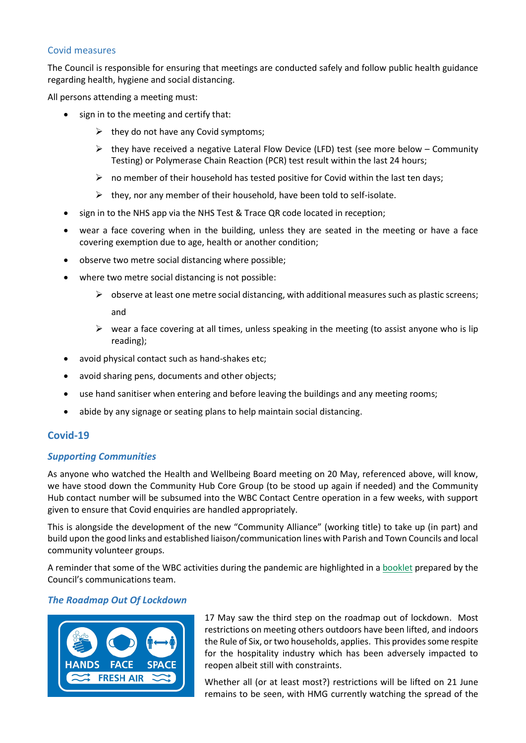### Covid measures

The Council is responsible for ensuring that meetings are conducted safely and follow public health guidance regarding health, hygiene and social distancing.

All persons attending a meeting must:

- sign in to the meeting and certify that:
    - they do not have any Covid symptoms;
    - they have received a negative Lateral Flow Device (LFD) test (see more below – Community Testing) or Polymerase Chain Reaction (PCR) test result within the last 24 hours;
    - no member of their household has tested positive for Covid within the last ten days;
    - they, nor any member of their household, have been told to self-isolate.
- sign in to the NHS app via the NHS Test & Trace QR code located in reception;
- wear a face covering when in the building, unless they are seated in the meeting or have a face covering exemption due to age, health or another condition;
- observe two metre social distancing where possible;
- where two metre social distancing is not possible:
    - observe at least one metre social distancing, with additional measures such as plastic screens;

      and
    - wear a face covering at all times, unless speaking in the meeting (to assist anyone who is lip reading);
- avoid physical contact such as hand-shakes etc;
- avoid sharing pens, documents and other objects;
- use hand sanitiser when entering and before leaving the buildings and any meeting rooms;
- abide by any signage or seating plans to help maintain social distancing.

## Covid-19

### *Supporting Communities*

As anyone who watched the Health and Wellbeing Board meeting on 20 May, referenced above, will know, we have stood down the Community Hub Core Group (to be stood up again if needed) and the Community Hub contact number will be subsumed into the WBC Contact Centre operation in a few weeks, with support given to ensure that Covid enquiries are handled appropriately.

This is alongside the development of the new "Community Alliance" (working title) to take up (in part) and build upon the good links and established liaison/communication lines with Parish and Town Councils and local community volunteer groups.

A reminder that some of the WBC activities during the pandemic are highlighted in a booklet prepared by the Council's communications team.

### *The Roadmap Out Of Lockdown*

HANDS FACE SPACE FRESH AIR

17 May saw the third step on the roadmap out of lockdown. Most restrictions on meeting others outdoors have been lifted, and indoors the Rule of Six, or two households, applies. This provides some respite for the hospitality industry which has been adversely impacted to reopen albeit still with constraints.

Whether all (or at least most?) restrictions will be lifted on 21 June remains to be seen, with HMG currently watching the spread of the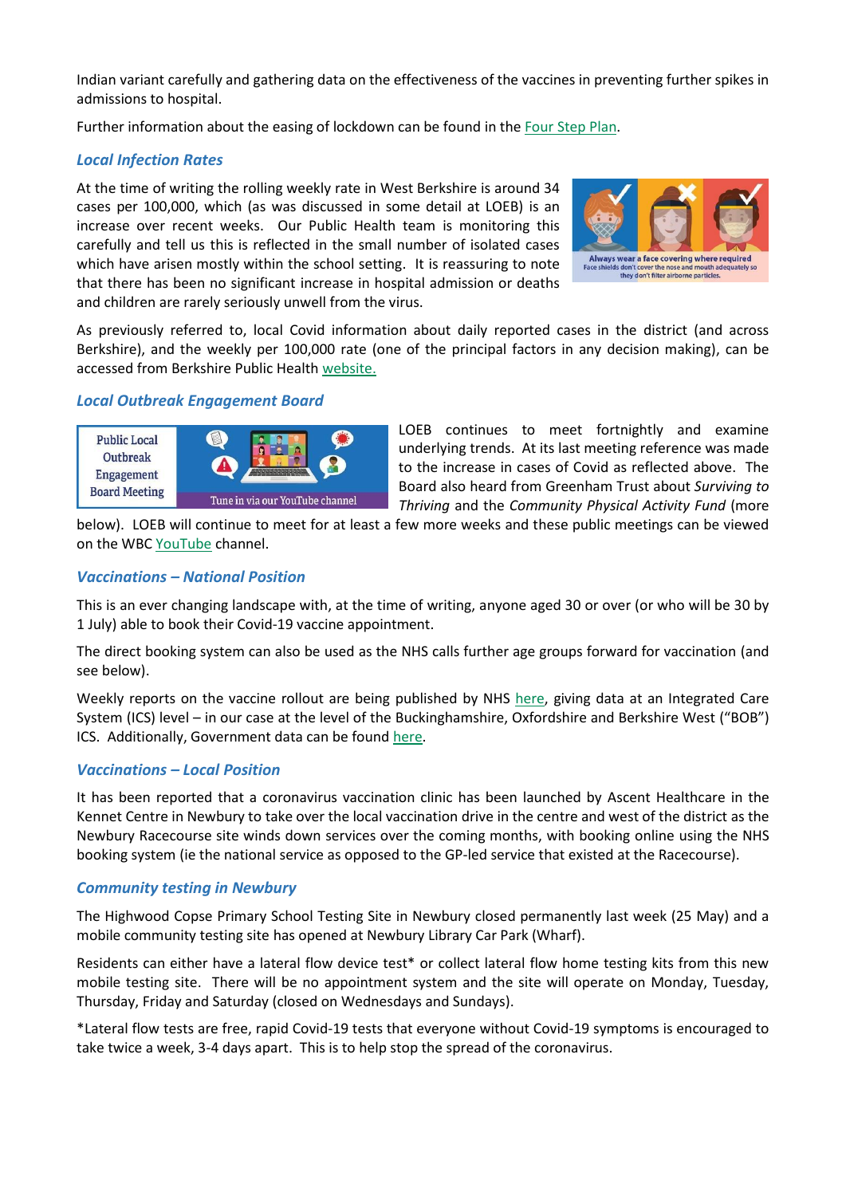Indian variant carefully and gathering data on the effectiveness of the vaccines in preventing further spikes in admissions to hospital.

Further information about the easing of lockdown can be found in the Four Step Plan.

### *Local Infection Rates*

At the time of writing the rolling weekly rate in West Berkshire is around 34 cases per 100,000, which (as was discussed in some detail at LOEB) is an increase over recent weeks. Our Public Health team is monitoring this carefully and tell us this is reflected in the small number of isolated cases which have arisen mostly within the school setting. It is reassuring to note that there has been no significant increase in hospital admission or deaths and children are rarely seriously unwell from the virus.

As previously referred to, local Covid information about daily reported cases in the district (and across Berkshire), and the weekly per 100,000 rate (one of the principal factors in any decision making), can be accessed from Berkshire Public Health website.

### *Local Outbreak Engagement Board*

LOEB continues to meet fortnightly and examine underlying trends. At its last meeting reference was made to the increase in cases of Covid as reflected above. The Board also heard from Greenham Trust about *Surviving to Thriving* and the *Community Physical Activity Fund* (more below). LOEB will continue to meet for at least a few more weeks and these public meetings can be viewed on the WBC YouTube channel.

### *Vaccinations – National Position*

This is an ever changing landscape with, at the time of writing, anyone aged 30 or over (or who will be 30 by 1 July) able to book their Covid-19 vaccine appointment.

The direct booking system can also be used as the NHS calls further age groups forward for vaccination (and see below).

Weekly reports on the vaccine rollout are being published by NHS here, giving data at an Integrated Care System (ICS) level – in our case at the level of the Buckinghamshire, Oxfordshire and Berkshire West ("BOB") ICS. Additionally, Government data can be found here.

### *Vaccinations – Local Position*

It has been reported that a coronavirus vaccination clinic has been launched by Ascent Healthcare in the Kennet Centre in Newbury to take over the local vaccination drive in the centre and west of the district as the Newbury Racecourse site winds down services over the coming months, with booking online using the NHS booking system (ie the national service as opposed to the GP-led service that existed at the Racecourse).

### *Community testing in Newbury*

The Highwood Copse Primary School Testing Site in Newbury closed permanently last week (25 May) and a mobile community testing site has opened at Newbury Library Car Park (Wharf).

Residents can either have a lateral flow device test* or collect lateral flow home testing kits from this new mobile testing site. There will be no appointment system and the site will operate on Monday, Tuesday, Thursday, Friday and Saturday (closed on Wednesdays and Sundays).

*Lateral flow tests are free, rapid Covid-19 tests that everyone without Covid-19 symptoms is encouraged to take twice a week, 3-4 days apart. This is to help stop the spread of the coronavirus.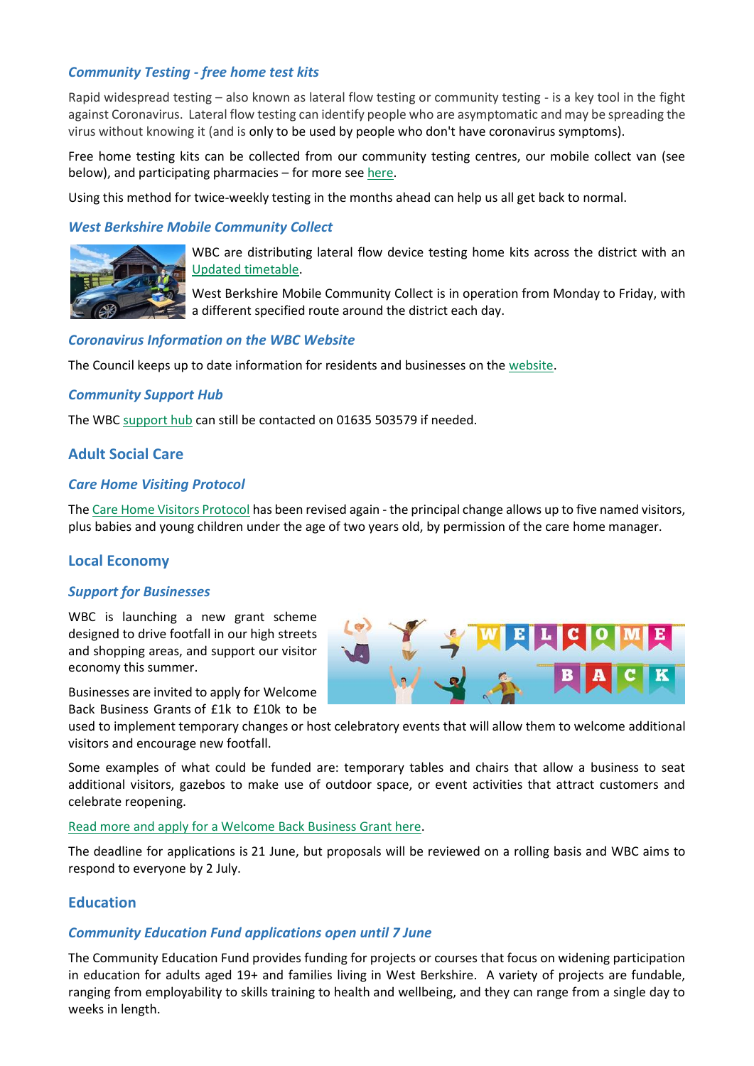### *Community Testing - free home test kits*

Rapid widespread testing – also known as lateral flow testing or community testing - is a key tool in the fight against Coronavirus. Lateral flow testing can identify people who are asymptomatic and may be spreading the virus without knowing it (and is only to be used by people who don't have coronavirus symptoms).

Free home testing kits can be collected from our community testing centres, our mobile collect van (see below), and participating pharmacies – for more see here.

Using this method for twice-weekly testing in the months ahead can help us all get back to normal.

### *West Berkshire Mobile Community Collect*

WBC are distributing lateral flow device testing home kits across the district with an Updated timetable.

West Berkshire Mobile Community Collect is in operation from Monday to Friday, with a different specified route around the district each day.

### *Coronavirus Information on the WBC Website*

The Council keeps up to date information for residents and businesses on the website.

### *Community Support Hub*

The WBC support hub can still be contacted on 01635 503579 if needed.

## Adult Social Care

### *Care Home Visiting Protocol*

The Care Home Visitors Protocol has been revised again - the principal change allows up to five named visitors, plus babies and young children under the age of two years old, by permission of the care home manager.

## Local Economy

### *Support for Businesses*

WBC is launching a new grant scheme designed to drive footfall in our high streets and shopping areas, and support our visitor economy this summer.

Businesses are invited to apply for Welcome Back Business Grants of £1k to £10k to be used to implement temporary changes or host celebratory events that will allow them to welcome additional visitors and encourage new footfall.

Some examples of what could be funded are: temporary tables and chairs that allow a business to seat additional visitors, gazebos to make use of outdoor space, or event activities that attract customers and celebrate reopening.

Read more and apply for a Welcome Back Business Grant here.

The deadline for applications is 21 June, but proposals will be reviewed on a rolling basis and WBC aims to respond to everyone by 2 July.

## Education

### *Community Education Fund applications open until 7 June*

The Community Education Fund provides funding for projects or courses that focus on widening participation in education for adults aged 19+ and families living in West Berkshire. A variety of projects are fundable, ranging from employability to skills training to health and wellbeing, and they can range from a single day to weeks in length.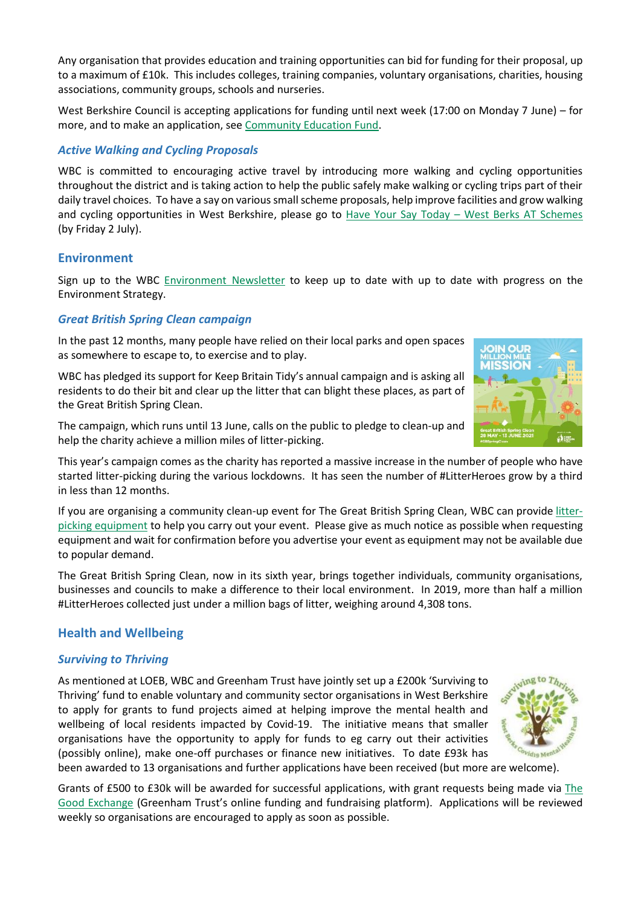Any organisation that provides education and training opportunities can bid for funding for their proposal, up to a maximum of £10k. This includes colleges, training companies, voluntary organisations, charities, housing associations, community groups, schools and nurseries.

West Berkshire Council is accepting applications for funding until next week (17:00 on Monday 7 June) – for more, and to make an application, see Community Education Fund.

### *Active Walking and Cycling Proposals*

WBC is committed to encouraging active travel by introducing more walking and cycling opportunities throughout the district and is taking action to help the public safely make walking or cycling trips part of their daily travel choices. To have a say on various small scheme proposals, help improve facilities and grow walking and cycling opportunities in West Berkshire, please go to Have Your Say Today – West Berks AT Schemes (by Friday 2 July).

## Environment

Sign up to the WBC Environment Newsletter to keep up to date with up to date with progress on the Environment Strategy.

### *Great British Spring Clean campaign*

In the past 12 months, many people have relied on their local parks and open spaces as somewhere to escape to, to exercise and to play.

WBC has pledged its support for Keep Britain Tidy's annual campaign and is asking all residents to do their bit and clear up the litter that can blight these places, as part of the Great British Spring Clean.

The campaign, which runs until 13 June, calls on the public to pledge to clean-up and help the charity achieve a million miles of litter-picking.

This year's campaign comes as the charity has reported a massive increase in the number of people who have started litter-picking during the various lockdowns. It has seen the number of #LitterHeroes grow by a third in less than 12 months.

If you are organising a community clean-up event for The Great British Spring Clean, WBC can provide litter-picking equipment to help you carry out your event. Please give as much notice as possible when requesting equipment and wait for confirmation before you advertise your event as equipment may not be available due to popular demand.

The Great British Spring Clean, now in its sixth year, brings together individuals, community organisations, businesses and councils to make a difference to their local environment. In 2019, more than half a million #LitterHeroes collected just under a million bags of litter, weighing around 4,308 tons.

## Health and Wellbeing

### *Surviving to Thriving*

As mentioned at LOEB, WBC and Greenham Trust have jointly set up a £200k 'Surviving to Thriving' fund to enable voluntary and community sector organisations in West Berkshire to apply for grants to fund projects aimed at helping improve the mental health and wellbeing of local residents impacted by Covid-19. The initiative means that smaller organisations have the opportunity to apply for funds to eg carry out their activities (possibly online), make one-off purchases or finance new initiatives. To date £93k has been awarded to 13 organisations and further applications have been received (but more are welcome).

Grants of £500 to £30k will be awarded for successful applications, with grant requests being made via The Good Exchange (Greenham Trust's online funding and fundraising platform). Applications will be reviewed weekly so organisations are encouraged to apply as soon as possible.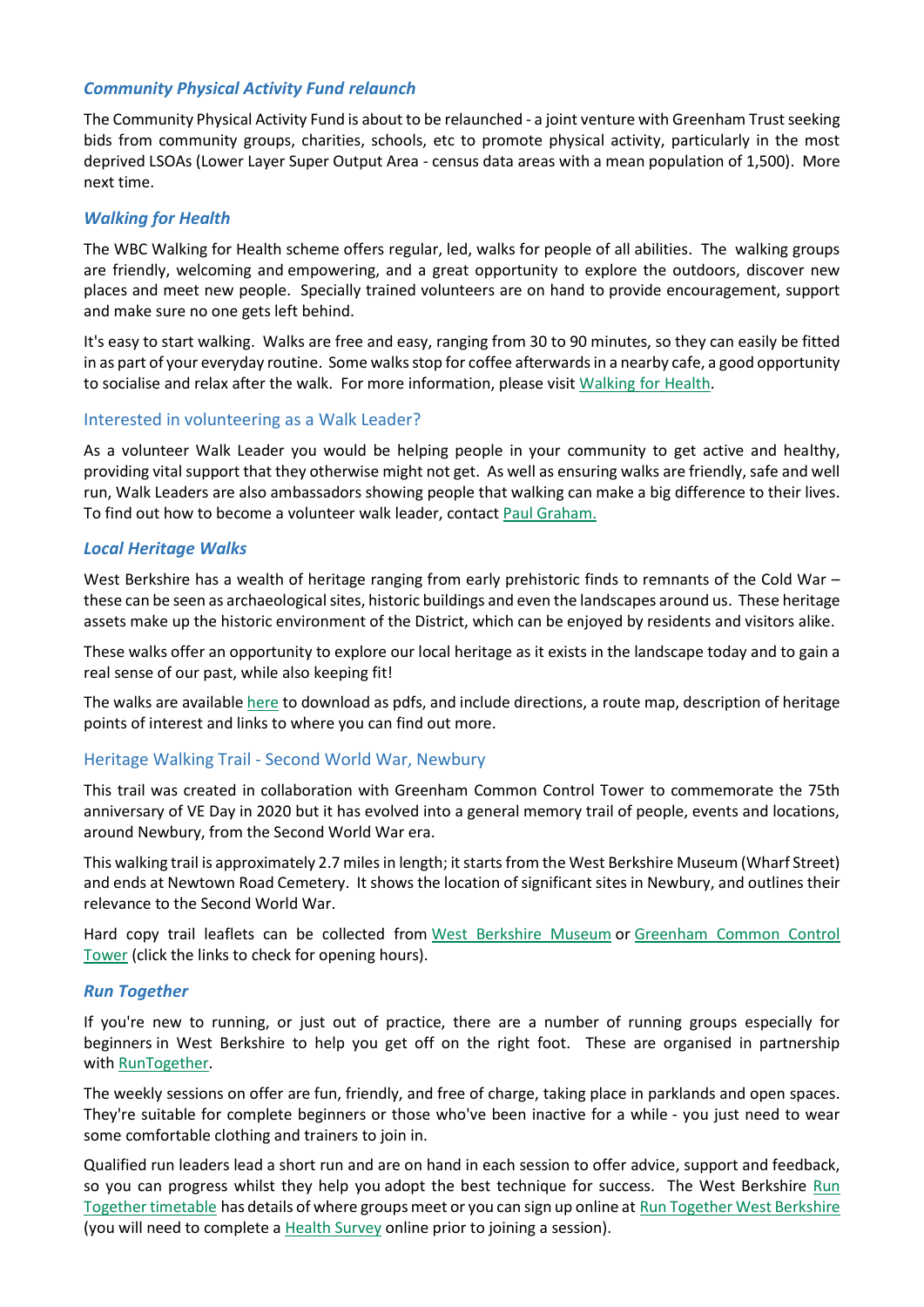### *Community Physical Activity Fund relaunch*

The Community Physical Activity Fund is about to be relaunched - a joint venture with Greenham Trust seeking bids from community groups, charities, schools, etc to promote physical activity, particularly in the most deprived LSOAs (Lower Layer Super Output Area - census data areas with a mean population of 1,500). More next time.

### *Walking for Health*

The WBC Walking for Health scheme offers regular, led, walks for people of all abilities. The walking groups are friendly, welcoming and empowering, and a great opportunity to explore the outdoors, discover new places and meet new people. Specially trained volunteers are on hand to provide encouragement, support and make sure no one gets left behind.

It's easy to start walking. Walks are free and easy, ranging from 30 to 90 minutes, so they can easily be fitted in as part of your everyday routine. Some walks stop for coffee afterwards in a nearby cafe, a good opportunity to socialise and relax after the walk. For more information, please visit Walking for Health.

#### Interested in volunteering as a Walk Leader?

As a volunteer Walk Leader you would be helping people in your community to get active and healthy, providing vital support that they otherwise might not get. As well as ensuring walks are friendly, safe and well run, Walk Leaders are also ambassadors showing people that walking can make a big difference to their lives. To find out how to become a volunteer walk leader, contact Paul Graham.

### *Local Heritage Walks*

West Berkshire has a wealth of heritage ranging from early prehistoric finds to remnants of the Cold War – these can be seen as archaeological sites, historic buildings and even the landscapes around us. These heritage assets make up the historic environment of the District, which can be enjoyed by residents and visitors alike.

These walks offer an opportunity to explore our local heritage as it exists in the landscape today and to gain a real sense of our past, while also keeping fit!

The walks are available here to download as pdfs, and include directions, a route map, description of heritage points of interest and links to where you can find out more.

#### Heritage Walking Trail - Second World War, Newbury

This trail was created in collaboration with Greenham Common Control Tower to commemorate the 75th anniversary of VE Day in 2020 but it has evolved into a general memory trail of people, events and locations, around Newbury, from the Second World War era.

This walking trail is approximately 2.7 miles in length; it starts from the West Berkshire Museum (Wharf Street) and ends at Newtown Road Cemetery. It shows the location of significant sites in Newbury, and outlines their relevance to the Second World War.

Hard copy trail leaflets can be collected from West Berkshire Museum or Greenham Common Control Tower (click the links to check for opening hours).

### *Run Together*

If you're new to running, or just out of practice, there are a number of running groups especially for beginners in West Berkshire to help you get off on the right foot. These are organised in partnership with RunTogether.

The weekly sessions on offer are fun, friendly, and free of charge, taking place in parklands and open spaces. They're suitable for complete beginners or those who've been inactive for a while - you just need to wear some comfortable clothing and trainers to join in.

Qualified run leaders lead a short run and are on hand in each session to offer advice, support and feedback, so you can progress whilst they help you adopt the best technique for success. The West Berkshire Run Together timetable has details of where groups meet or you can sign up online at Run Together West Berkshire (you will need to complete a Health Survey online prior to joining a session).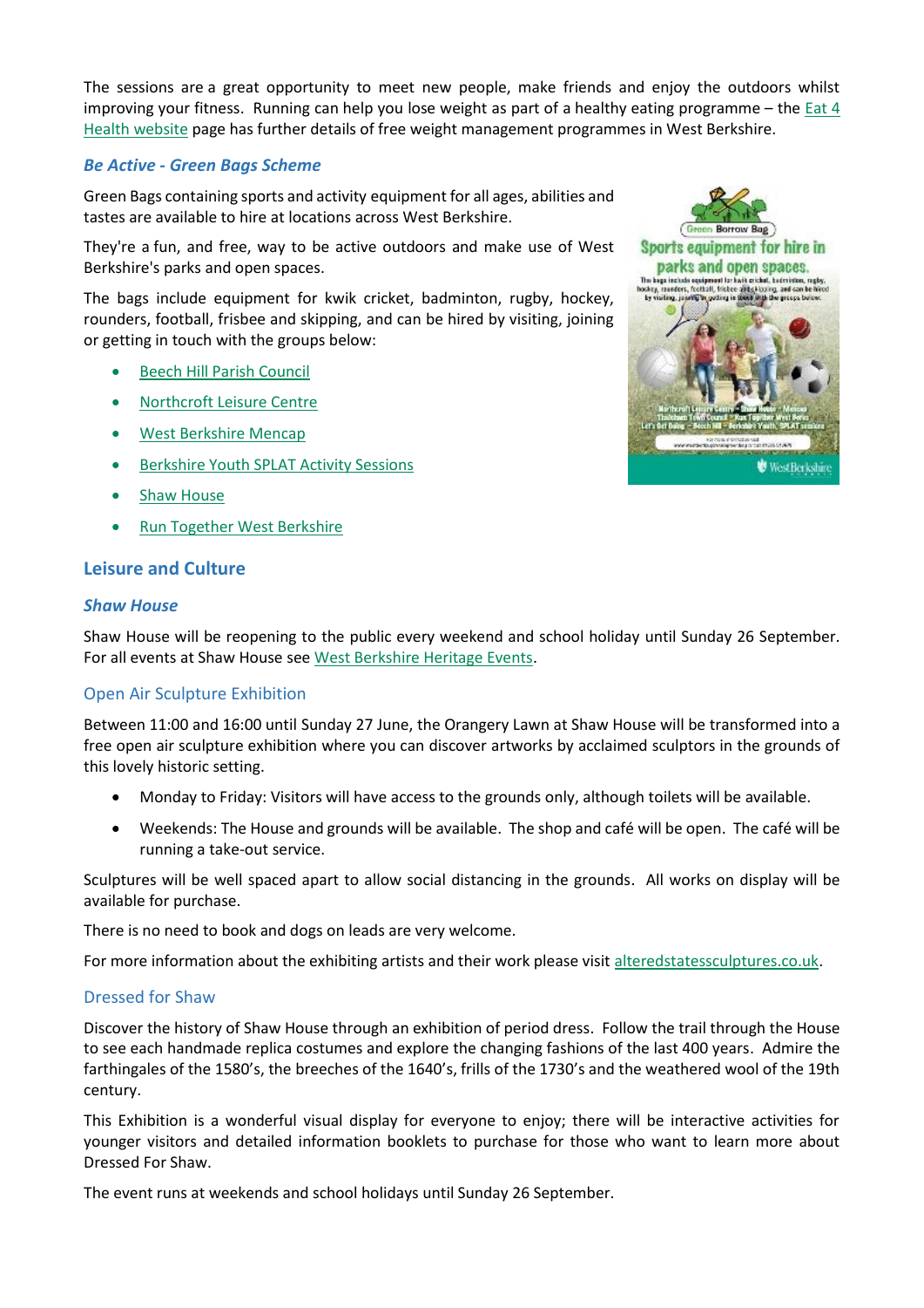The sessions are a great opportunity to meet new people, make friends and enjoy the outdoors whilst improving your fitness. Running can help you lose weight as part of a healthy eating programme – the Eat 4 Health website page has further details of free weight management programmes in West Berkshire.

### *Be Active - Green Bags Scheme*

Green Bags containing sports and activity equipment for all ages, abilities and tastes are available to hire at locations across West Berkshire.

They're a fun, and free, way to be active outdoors and make use of West Berkshire's parks and open spaces.

The bags include equipment for kwik cricket, badminton, rugby, hockey, rounders, football, frisbee and skipping, and can be hired by visiting, joining or getting in touch with the groups below:

- Beech Hill Parish Council
- Northcroft Leisure Centre
- West Berkshire Mencap
- Berkshire Youth SPLAT Activity Sessions
- Shaw House
- Run Together West Berkshire

## Leisure and Culture

### *Shaw House*

Shaw House will be reopening to the public every weekend and school holiday until Sunday 26 September. For all events at Shaw House see West Berkshire Heritage Events.

#### Open Air Sculpture Exhibition

Between 11:00 and 16:00 until Sunday 27 June, the Orangery Lawn at Shaw House will be transformed into a free open air sculpture exhibition where you can discover artworks by acclaimed sculptors in the grounds of this lovely historic setting.

- Monday to Friday: Visitors will have access to the grounds only, although toilets will be available.
- Weekends: The House and grounds will be available. The shop and café will be open. The café will be running a take-out service.

Sculptures will be well spaced apart to allow social distancing in the grounds. All works on display will be available for purchase.

There is no need to book and dogs on leads are very welcome.

For more information about the exhibiting artists and their work please visit alteredstatessculptures.co.uk.

#### Dressed for Shaw

Discover the history of Shaw House through an exhibition of period dress. Follow the trail through the House to see each handmade replica costumes and explore the changing fashions of the last 400 years. Admire the farthingales of the 1580's, the breeches of the 1640's, frills of the 1730's and the weathered wool of the 19th century.

This Exhibition is a wonderful visual display for everyone to enjoy; there will be interactive activities for younger visitors and detailed information booklets to purchase for those who want to learn more about Dressed For Shaw.

The event runs at weekends and school holidays until Sunday 26 September.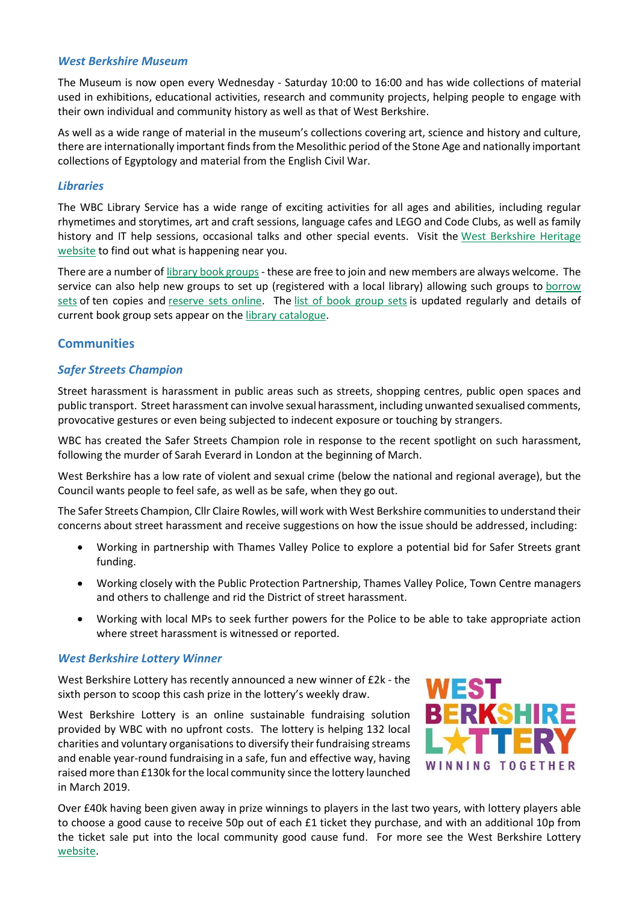### *West Berkshire Museum*

The Museum is now open every Wednesday - Saturday 10:00 to 16:00 and has wide collections of material used in exhibitions, educational activities, research and community projects, helping people to engage with their own individual and community history as well as that of West Berkshire.

As well as a wide range of material in the museum's collections covering art, science and history and culture, there are internationally important finds from the Mesolithic period of the Stone Age and nationally important collections of Egyptology and material from the English Civil War.

### *Libraries*

The WBC Library Service has a wide range of exciting activities for all ages and abilities, including regular rhymetimes and storytimes, art and craft sessions, language cafes and LEGO and Code Clubs, as well as family history and IT help sessions, occasional talks and other special events. Visit the West Berkshire Heritage website to find out what is happening near you.

There are a number of library book groups - these are free to join and new members are always welcome. The service can also help new groups to set up (registered with a local library) allowing such groups to borrow sets of ten copies and reserve sets online. The list of book group sets is updated regularly and details of current book group sets appear on the library catalogue.

## Communities

### *Safer Streets Champion*

Street harassment is harassment in public areas such as streets, shopping centres, public open spaces and public transport. Street harassment can involve sexual harassment, including unwanted sexualised comments, provocative gestures or even being subjected to indecent exposure or touching by strangers.

WBC has created the Safer Streets Champion role in response to the recent spotlight on such harassment, following the murder of Sarah Everard in London at the beginning of March.

West Berkshire has a low rate of violent and sexual crime (below the national and regional average), but the Council wants people to feel safe, as well as be safe, when they go out.

The Safer Streets Champion, Cllr Claire Rowles, will work with West Berkshire communities to understand their concerns about street harassment and receive suggestions on how the issue should be addressed, including:

- Working in partnership with Thames Valley Police to explore a potential bid for Safer Streets grant funding.
- Working closely with the Public Protection Partnership, Thames Valley Police, Town Centre managers and others to challenge and rid the District of street harassment.
- Working with local MPs to seek further powers for the Police to be able to take appropriate action where street harassment is witnessed or reported.

### *West Berkshire Lottery Winner*

West Berkshire Lottery has recently announced a new winner of £2k - the sixth person to scoop this cash prize in the lottery's weekly draw.

West Berkshire Lottery is an online sustainable fundraising solution provided by WBC with no upfront costs. The lottery is helping 132 local charities and voluntary organisations to diversify their fundraising streams and enable year-round fundraising in a safe, fun and effective way, having raised more than £130k for the local community since the lottery launched in March 2019.

WEST BERKSHIRE LOTTERY
WINNING TOGETHER

Over £40k having been given away in prize winnings to players in the last two years, with lottery players able to choose a good cause to receive 50p out of each £1 ticket they purchase, and with an additional 10p from the ticket sale put into the local community good cause fund. For more see the West Berkshire Lottery website.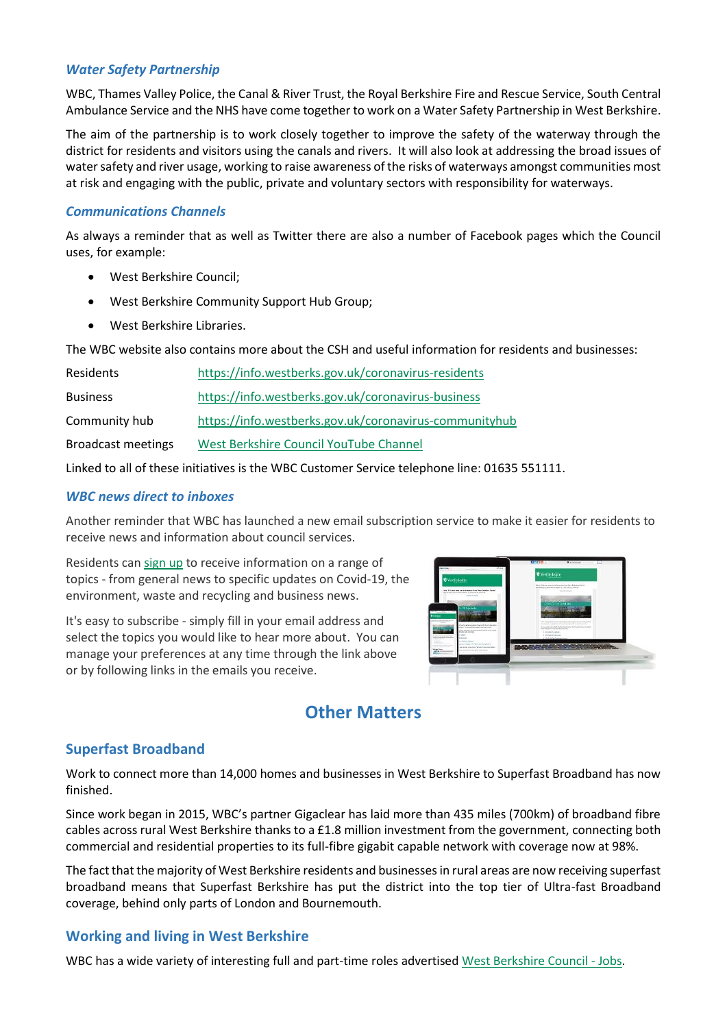### *Water Safety Partnership*

WBC, Thames Valley Police, the Canal & River Trust, the Royal Berkshire Fire and Rescue Service, South Central Ambulance Service and the NHS have come together to work on a Water Safety Partnership in West Berkshire.

The aim of the partnership is to work closely together to improve the safety of the waterway through the district for residents and visitors using the canals and rivers. It will also look at addressing the broad issues of water safety and river usage, working to raise awareness of the risks of waterways amongst communities most at risk and engaging with the public, private and voluntary sectors with responsibility for waterways.

### *Communications Channels*

As always a reminder that as well as Twitter there are also a number of Facebook pages which the Council uses, for example:

- West Berkshire Council;
- West Berkshire Community Support Hub Group;
- West Berkshire Libraries.

The WBC website also contains more about the CSH and useful information for residents and businesses:

| | |
|---|---|
| Residents | https://info.westberks.gov.uk/coronavirus-residents |
| Business | https://info.westberks.gov.uk/coronavirus-business |
| Community hub | https://info.westberks.gov.uk/coronavirus-communityhub |
| Broadcast meetings | West Berkshire Council YouTube Channel |

Linked to all of these initiatives is the WBC Customer Service telephone line: 01635 551111.

### *WBC news direct to inboxes*

Another reminder that WBC has launched a new email subscription service to make it easier for residents to receive news and information about council services.

Residents can sign up to receive information on a range of topics - from general news to specific updates on Covid-19, the environment, waste and recycling and business news.

It's easy to subscribe - simply fill in your email address and select the topics you would like to hear more about. You can manage your preferences at any time through the link above or by following links in the emails you receive.

## Other Matters

### Superfast Broadband

Work to connect more than 14,000 homes and businesses in West Berkshire to Superfast Broadband has now finished.

Since work began in 2015, WBC's partner Gigaclear has laid more than 435 miles (700km) of broadband fibre cables across rural West Berkshire thanks to a £1.8 million investment from the government, connecting both commercial and residential properties to its full-fibre gigabit capable network with coverage now at 98%.

The fact that the majority of West Berkshire residents and businesses in rural areas are now receiving superfast broadband means that Superfast Berkshire has put the district into the top tier of Ultra-fast Broadband coverage, behind only parts of London and Bournemouth.

### Working and living in West Berkshire

WBC has a wide variety of interesting full and part-time roles advertised West Berkshire Council - Jobs.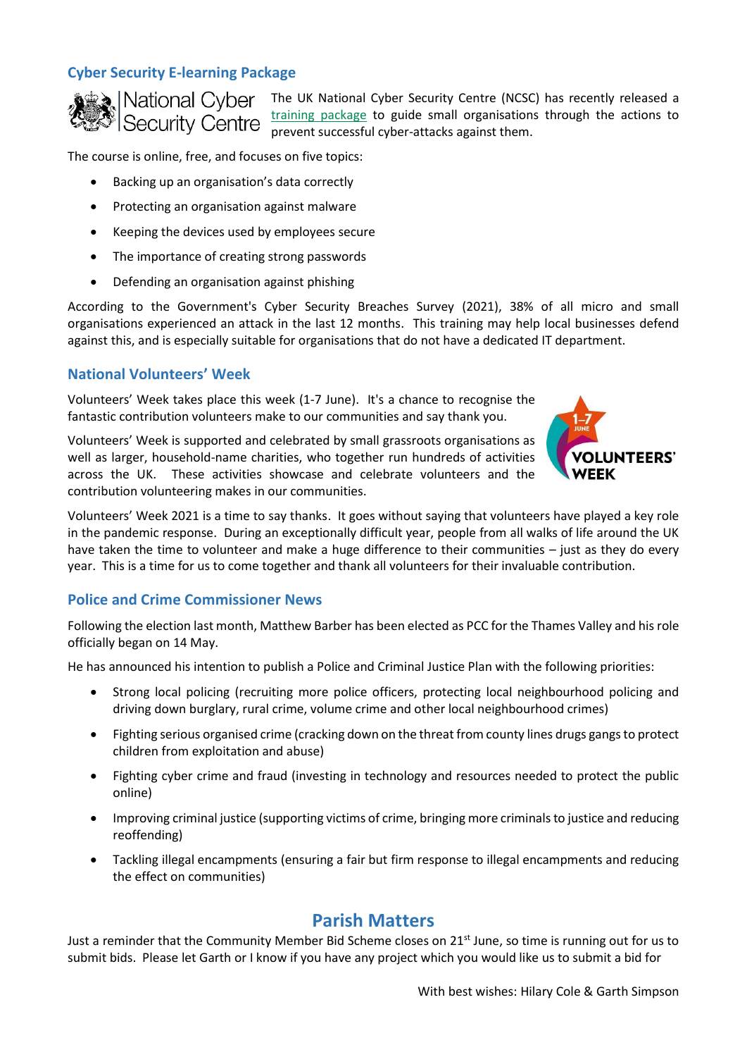## Cyber Security E-learning Package

The UK National Cyber Security Centre (NCSC) has recently released a training package to guide small organisations through the actions to prevent successful cyber-attacks against them.

The course is online, free, and focuses on five topics:

- Backing up an organisation's data correctly
- Protecting an organisation against malware
- Keeping the devices used by employees secure
- The importance of creating strong passwords
- Defending an organisation against phishing

According to the Government's Cyber Security Breaches Survey (2021), 38% of all micro and small organisations experienced an attack in the last 12 months. This training may help local businesses defend against this, and is especially suitable for organisations that do not have a dedicated IT department.

## National Volunteers' Week

Volunteers' Week takes place this week (1-7 June). It's a chance to recognise the fantastic contribution volunteers make to our communities and say thank you.

Volunteers' Week is supported and celebrated by small grassroots organisations as well as larger, household-name charities, who together run hundreds of activities across the UK. These activities showcase and celebrate volunteers and the contribution volunteering makes in our communities.

Volunteers' Week 2021 is a time to say thanks. It goes without saying that volunteers have played a key role in the pandemic response. During an exceptionally difficult year, people from all walks of life around the UK have taken the time to volunteer and make a huge difference to their communities – just as they do every year. This is a time for us to come together and thank all volunteers for their invaluable contribution.

## Police and Crime Commissioner News

Following the election last month, Matthew Barber has been elected as PCC for the Thames Valley and his role officially began on 14 May.

He has announced his intention to publish a Police and Criminal Justice Plan with the following priorities:

- Strong local policing (recruiting more police officers, protecting local neighbourhood policing and driving down burglary, rural crime, volume crime and other local neighbourhood crimes)
- Fighting serious organised crime (cracking down on the threat from county lines drugs gangs to protect children from exploitation and abuse)
- Fighting cyber crime and fraud (investing in technology and resources needed to protect the public online)
- Improving criminal justice (supporting victims of crime, bringing more criminals to justice and reducing reoffending)
- Tackling illegal encampments (ensuring a fair but firm response to illegal encampments and reducing the effect on communities)

# Parish Matters

Just a reminder that the Community Member Bid Scheme closes on 21st June, so time is running out for us to submit bids. Please let Garth or I know if you have any project which you would like us to submit a bid for

With best wishes: Hilary Cole & Garth Simpson